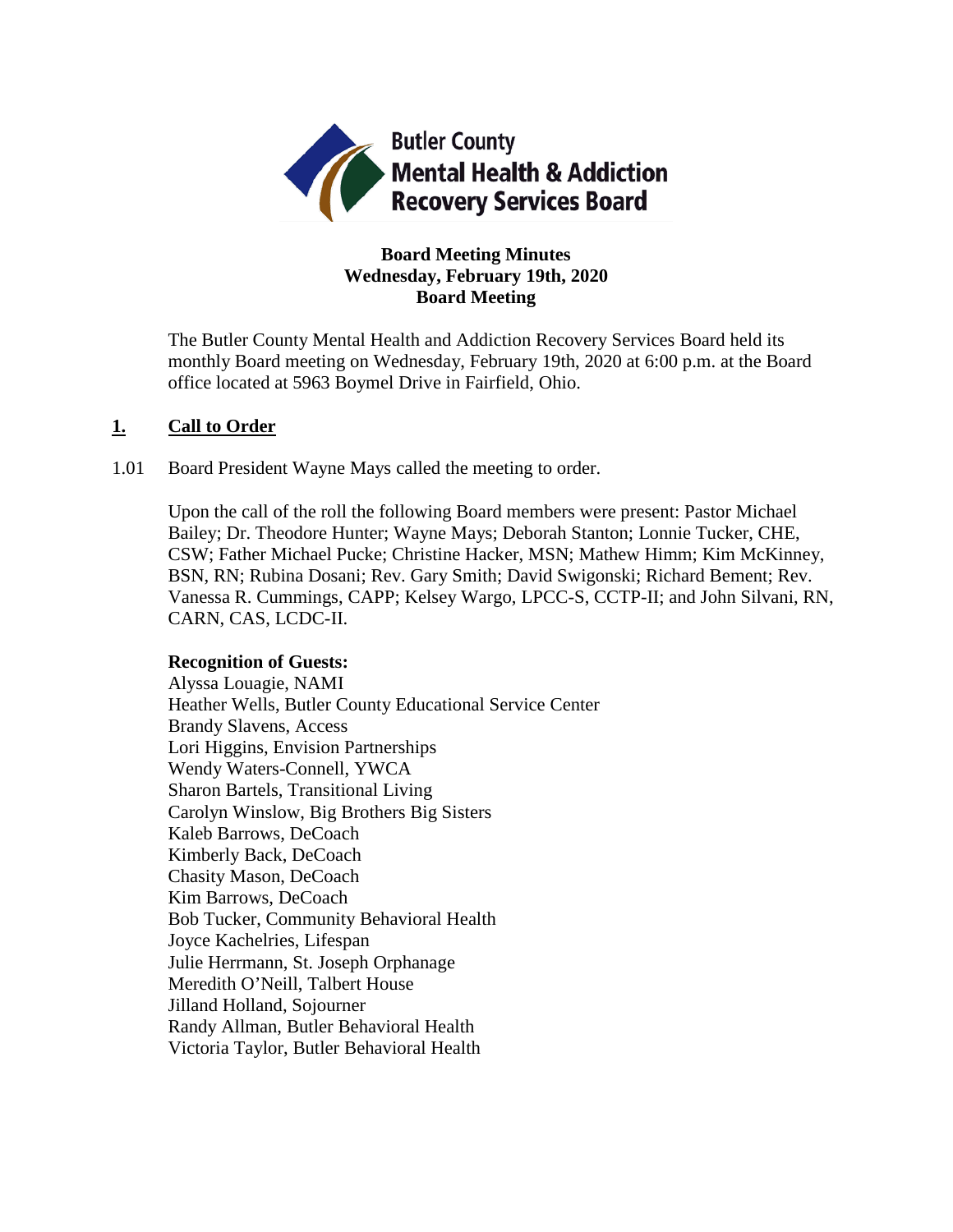Butler County
Mental Health & Addiction
Recovery Services Board

**Board Meeting Minutes**
**Wednesday, February 19th, 2020**
**Board Meeting**

The Butler County Mental Health and Addiction Recovery Services Board held its monthly Board meeting on Wednesday, February 19th, 2020 at 6:00 p.m. at the Board office located at 5963 Boymel Drive in Fairfield, Ohio.

## 1. Call to Order

1.01 Board President Wayne Mays called the meeting to order.

Upon the call of the roll the following Board members were present: Pastor Michael Bailey; Dr. Theodore Hunter; Wayne Mays; Deborah Stanton; Lonnie Tucker, CHE, CSW; Father Michael Pucke; Christine Hacker, MSN; Mathew Himm; Kim McKinney, BSN, RN; Rubina Dosani; Rev. Gary Smith; David Swigonski; Richard Bement; Rev. Vanessa R. Cummings, CAPP; Kelsey Wargo, LPCC-S, CCTP-II; and John Silvani, RN, CARN, CAS, LCDC-II.

**Recognition of Guests:**
Alyssa Louagie, NAMI
Heather Wells, Butler County Educational Service Center
Brandy Slavens, Access
Lori Higgins, Envision Partnerships
Wendy Waters-Connell, YWCA
Sharon Bartels, Transitional Living
Carolyn Winslow, Big Brothers Big Sisters
Kaleb Barrows, DeCoach
Kimberly Back, DeCoach
Chasity Mason, DeCoach
Kim Barrows, DeCoach
Bob Tucker, Community Behavioral Health
Joyce Kachelries, Lifespan
Julie Herrmann, St. Joseph Orphanage
Meredith O'Neill, Talbert House
Jilland Holland, Sojourner
Randy Allman, Butler Behavioral Health
Victoria Taylor, Butler Behavioral Health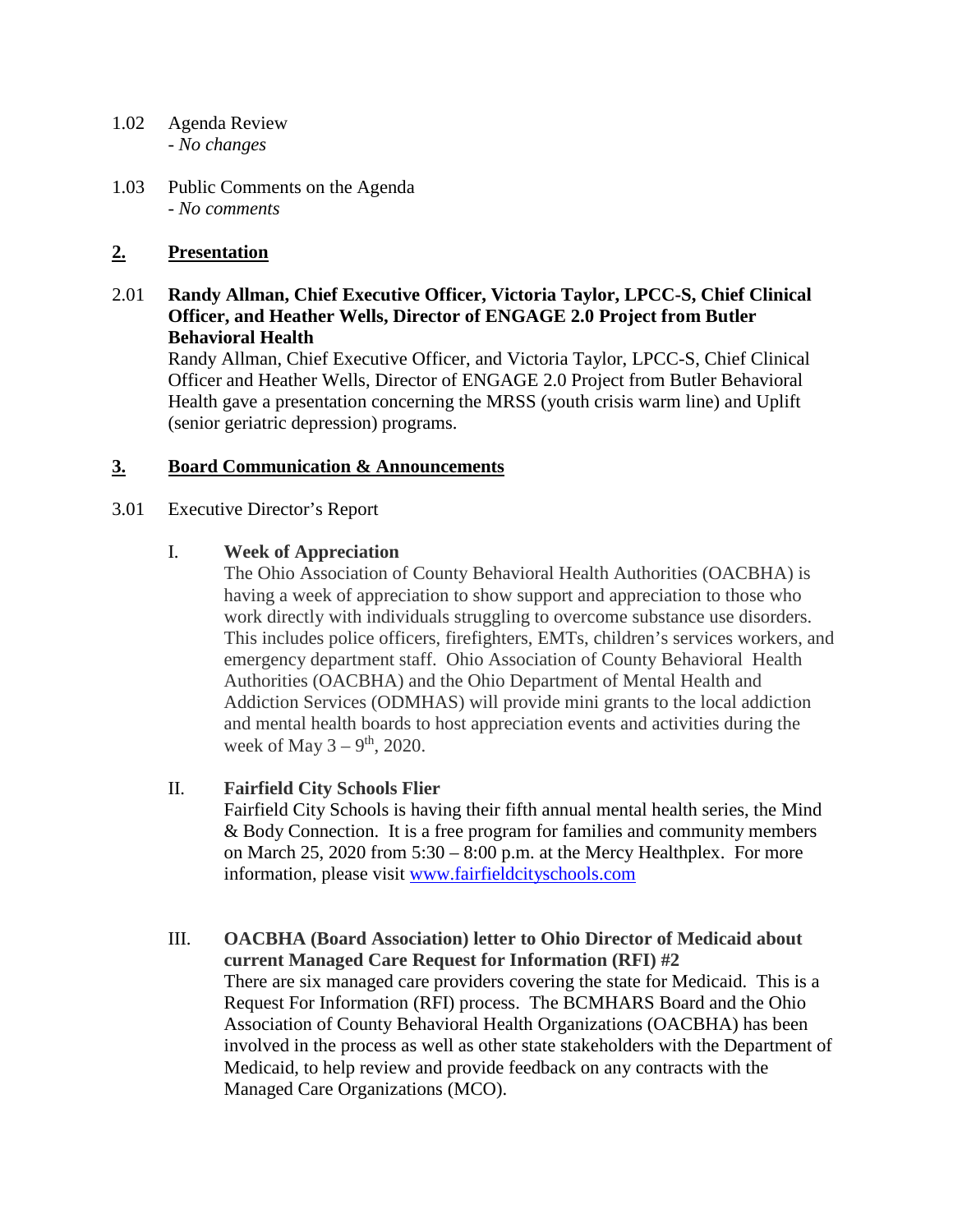1.02 Agenda Review
- *No changes*

1.03 Public Comments on the Agenda
- *No comments*

## 2. Presentation

**2.01 Randy Allman, Chief Executive Officer, Victoria Taylor, LPCC-S, Chief Clinical Officer, and Heather Wells, Director of ENGAGE 2.0 Project from Butler Behavioral Health**

Randy Allman, Chief Executive Officer, and Victoria Taylor, LPCC-S, Chief Clinical Officer and Heather Wells, Director of ENGAGE 2.0 Project from Butler Behavioral Health gave a presentation concerning the MRSS (youth crisis warm line) and Uplift (senior geriatric depression) programs.

## 3. Board Communication & Announcements

3.01 Executive Director's Report

I. **Week of Appreciation**

The Ohio Association of County Behavioral Health Authorities (OACBHA) is having a week of appreciation to show support and appreciation to those who work directly with individuals struggling to overcome substance use disorders. This includes police officers, firefighters, EMTs, children's services workers, and emergency department staff. Ohio Association of County Behavioral Health Authorities (OACBHA) and the Ohio Department of Mental Health and Addiction Services (ODMHAS) will provide mini grants to the local addiction and mental health boards to host appreciation events and activities during the week of May 3 – 9th, 2020.

II. **Fairfield City Schools Flier**

Fairfield City Schools is having their fifth annual mental health series, the Mind & Body Connection. It is a free program for families and community members on March 25, 2020 from 5:30 – 8:00 p.m. at the Mercy Healthplex. For more information, please visit www.fairfieldcityschools.com

III. **OACBHA (Board Association) letter to Ohio Director of Medicaid about current Managed Care Request for Information (RFI) #2**

There are six managed care providers covering the state for Medicaid. This is a Request For Information (RFI) process. The BCMHARS Board and the Ohio Association of County Behavioral Health Organizations (OACBHA) has been involved in the process as well as other state stakeholders with the Department of Medicaid, to help review and provide feedback on any contracts with the Managed Care Organizations (MCO).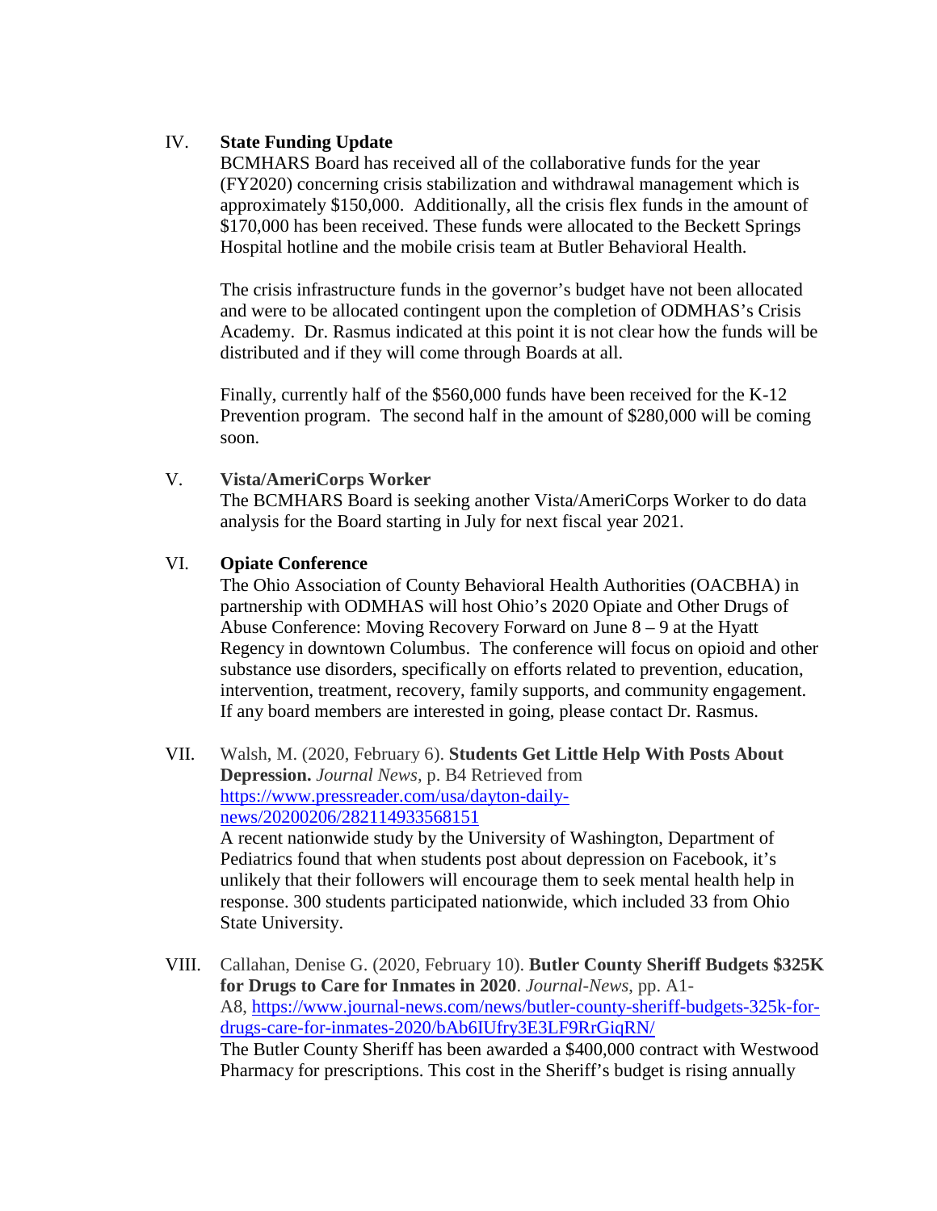IV. **State Funding Update**

BCMHARS Board has received all of the collaborative funds for the year (FY2020) concerning crisis stabilization and withdrawal management which is approximately $150,000. Additionally, all the crisis flex funds in the amount of $170,000 has been received. These funds were allocated to the Beckett Springs Hospital hotline and the mobile crisis team at Butler Behavioral Health.

The crisis infrastructure funds in the governor's budget have not been allocated and were to be allocated contingent upon the completion of ODMHAS's Crisis Academy. Dr. Rasmus indicated at this point it is not clear how the funds will be distributed and if they will come through Boards at all.

Finally, currently half of the $560,000 funds have been received for the K-12 Prevention program. The second half in the amount of $280,000 will be coming soon.

V. **Vista/AmeriCorps Worker**

The BCMHARS Board is seeking another Vista/AmeriCorps Worker to do data analysis for the Board starting in July for next fiscal year 2021.

VI. **Opiate Conference**

The Ohio Association of County Behavioral Health Authorities (OACBHA) in partnership with ODMHAS will host Ohio's 2020 Opiate and Other Drugs of Abuse Conference: Moving Recovery Forward on June 8 – 9 at the Hyatt Regency in downtown Columbus. The conference will focus on opioid and other substance use disorders, specifically on efforts related to prevention, education, intervention, treatment, recovery, family supports, and community engagement. If any board members are interested in going, please contact Dr. Rasmus.

VII. Walsh, M. (2020, February 6). **Students Get Little Help With Posts About Depression.** *Journal News*, p. B4 Retrieved from https://www.pressreader.com/usa/dayton-daily-news/20200206/282114933568151

A recent nationwide study by the University of Washington, Department of Pediatrics found that when students post about depression on Facebook, it's unlikely that their followers will encourage them to seek mental health help in response. 300 students participated nationwide, which included 33 from Ohio State University.

VIII. Callahan, Denise G. (2020, February 10). **Butler County Sheriff Budgets $325K for Drugs to Care for Inmates in 2020**. *Journal-News*, pp. A1-A8, https://www.journal-news.com/news/butler-county-sheriff-budgets-325k-for-drugs-care-for-inmates-2020/bAb6IUfry3E3LF9RrGiqRN/

The Butler County Sheriff has been awarded a $400,000 contract with Westwood Pharmacy for prescriptions. This cost in the Sheriff's budget is rising annually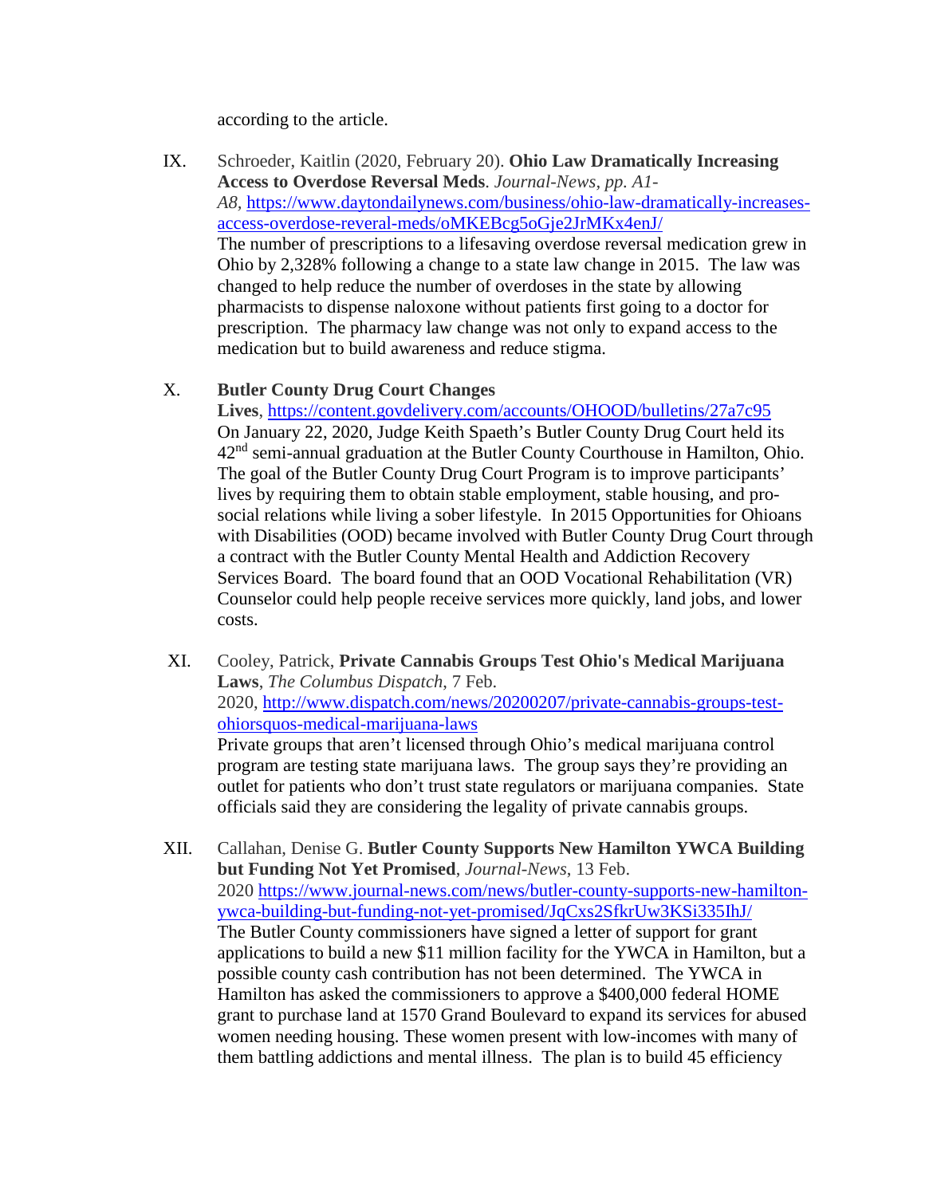according to the article.

IX. Schroeder, Kaitlin (2020, February 20). **Ohio Law Dramatically Increasing Access to Overdose Reversal Meds**. *Journal-News, pp. A1-A8,* https://www.daytondailynews.com/business/ohio-law-dramatically-increases-access-overdose-reveral-meds/oMKEBcg5oGje2JrMKx4enJ/
The number of prescriptions to a lifesaving overdose reversal medication grew in Ohio by 2,328% following a change to a state law change in 2015. The law was changed to help reduce the number of overdoses in the state by allowing pharmacists to dispense naloxone without patients first going to a doctor for prescription. The pharmacy law change was not only to expand access to the medication but to build awareness and reduce stigma.

X. **Butler County Drug Court Changes Lives**, https://content.govdelivery.com/accounts/OHOOD/bulletins/27a7c95
On January 22, 2020, Judge Keith Spaeth's Butler County Drug Court held its 42nd semi-annual graduation at the Butler County Courthouse in Hamilton, Ohio. The goal of the Butler County Drug Court Program is to improve participants' lives by requiring them to obtain stable employment, stable housing, and pro-social relations while living a sober lifestyle. In 2015 Opportunities for Ohioans with Disabilities (OOD) became involved with Butler County Drug Court through a contract with the Butler County Mental Health and Addiction Recovery Services Board. The board found that an OOD Vocational Rehabilitation (VR) Counselor could help people receive services more quickly, land jobs, and lower costs.

XI. Cooley, Patrick, **Private Cannabis Groups Test Ohio's Medical Marijuana Laws**, *The Columbus Dispatch*, 7 Feb. 2020, http://www.dispatch.com/news/20200207/private-cannabis-groups-test-ohiorsquos-medical-marijuana-laws
Private groups that aren't licensed through Ohio's medical marijuana control program are testing state marijuana laws. The group says they're providing an outlet for patients who don't trust state regulators or marijuana companies. State officials said they are considering the legality of private cannabis groups.

XII. Callahan, Denise G. **Butler County Supports New Hamilton YWCA Building but Funding Not Yet Promised**, *Journal-News*, 13 Feb. 2020 https://www.journal-news.com/news/butler-county-supports-new-hamilton-ywca-building-but-funding-not-yet-promised/JqCxs2SfkrUw3KSi335IhJ/
The Butler County commissioners have signed a letter of support for grant applications to build a new $11 million facility for the YWCA in Hamilton, but a possible county cash contribution has not been determined. The YWCA in Hamilton has asked the commissioners to approve a $400,000 federal HOME grant to purchase land at 1570 Grand Boulevard to expand its services for abused women needing housing. These women present with low-incomes with many of them battling addictions and mental illness. The plan is to build 45 efficiency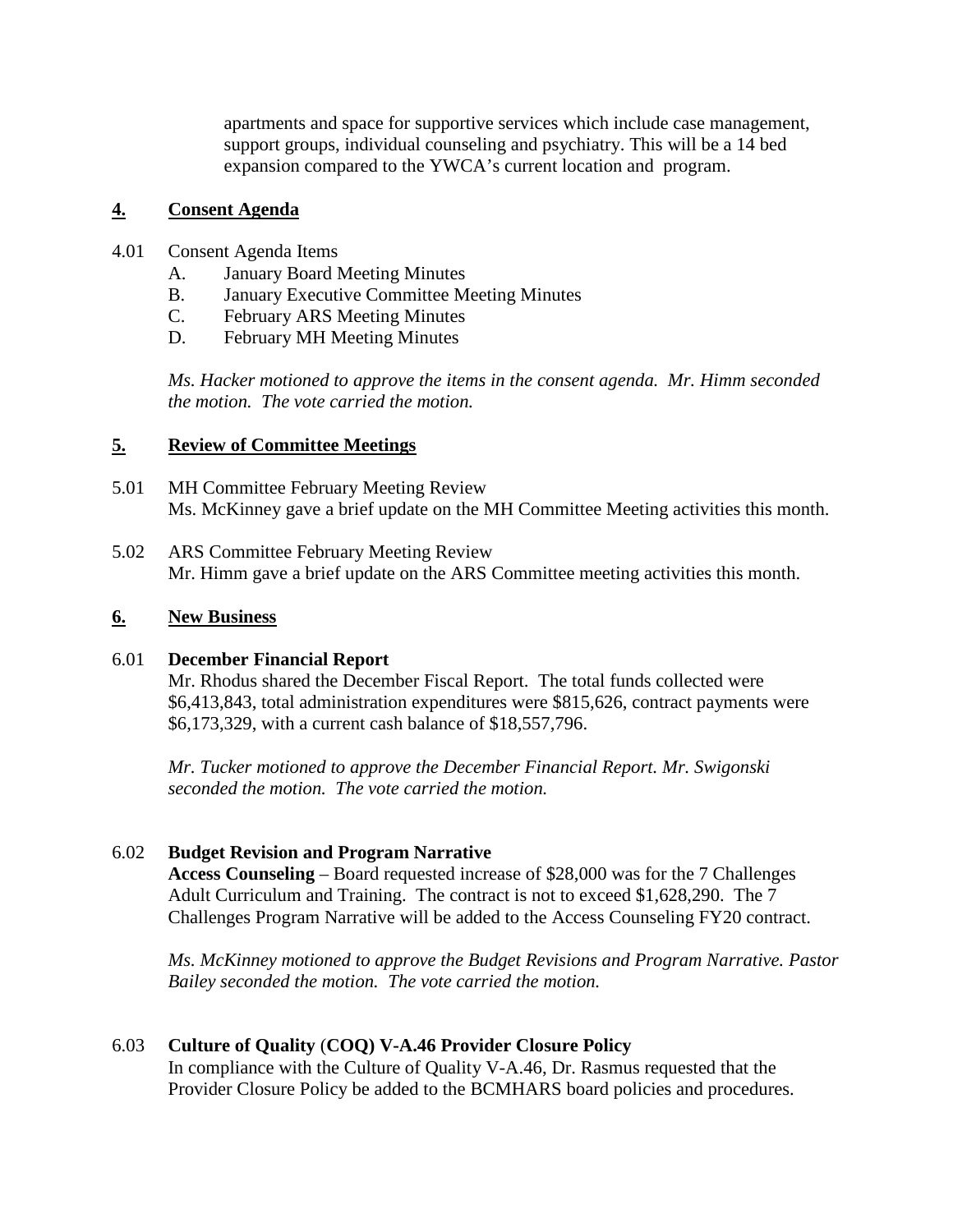apartments and space for supportive services which include case management, support groups, individual counseling and psychiatry. This will be a 14 bed expansion compared to the YWCA's current location and program.

## 4. Consent Agenda

4.01 Consent Agenda Items

- A. January Board Meeting Minutes
- B. January Executive Committee Meeting Minutes
- C. February ARS Meeting Minutes
- D. February MH Meeting Minutes

*Ms. Hacker motioned to approve the items in the consent agenda. Mr. Himm seconded the motion. The vote carried the motion.*

## 5. Review of Committee Meetings

5.01 MH Committee February Meeting Review
Ms. McKinney gave a brief update on the MH Committee Meeting activities this month.

5.02 ARS Committee February Meeting Review
Mr. Himm gave a brief update on the ARS Committee meeting activities this month.

## 6. New Business

6.01 **December Financial Report**
Mr. Rhodus shared the December Fiscal Report. The total funds collected were $6,413,843, total administration expenditures were $815,626, contract payments were $6,173,329, with a current cash balance of $18,557,796.

*Mr. Tucker motioned to approve the December Financial Report. Mr. Swigonski seconded the motion. The vote carried the motion.*

6.02 **Budget Revision and Program Narrative**
**Access Counseling** – Board requested increase of $28,000 was for the 7 Challenges Adult Curriculum and Training. The contract is not to exceed $1,628,290. The 7 Challenges Program Narrative will be added to the Access Counseling FY20 contract.

*Ms. McKinney motioned to approve the Budget Revisions and Program Narrative. Pastor Bailey seconded the motion. The vote carried the motion.*

6.03 **Culture of Quality (COQ) V-A.46 Provider Closure Policy**
In compliance with the Culture of Quality V-A.46, Dr. Rasmus requested that the Provider Closure Policy be added to the BCMHARS board policies and procedures.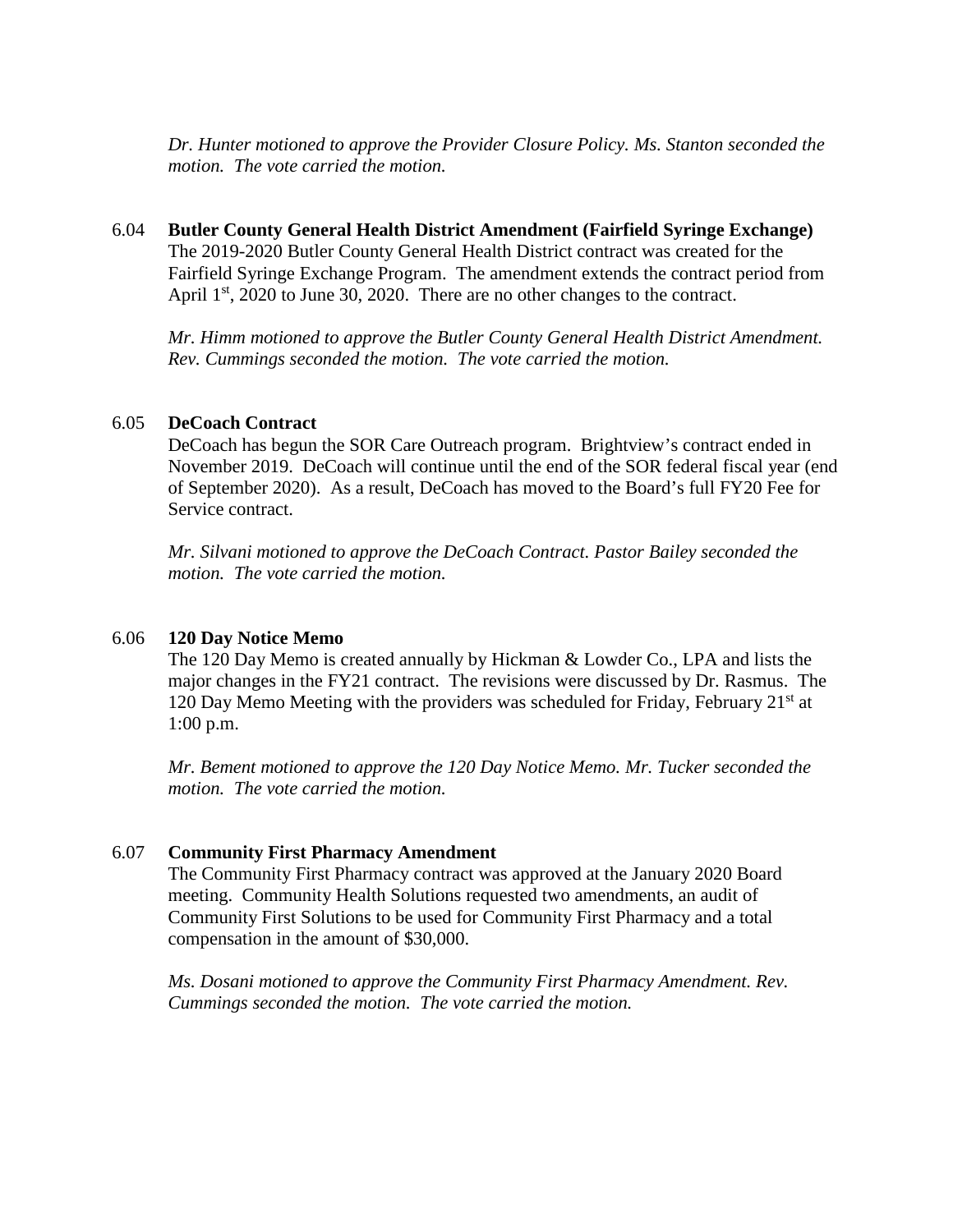*Dr. Hunter motioned to approve the Provider Closure Policy. Ms. Stanton seconded the motion. The vote carried the motion.*

6.04 **Butler County General Health District Amendment (Fairfield Syringe Exchange)**

The 2019-2020 Butler County General Health District contract was created for the Fairfield Syringe Exchange Program. The amendment extends the contract period from April 1st, 2020 to June 30, 2020. There are no other changes to the contract.

*Mr. Himm motioned to approve the Butler County General Health District Amendment. Rev. Cummings seconded the motion. The vote carried the motion.*

6.05 **DeCoach Contract**

DeCoach has begun the SOR Care Outreach program. Brightview's contract ended in November 2019. DeCoach will continue until the end of the SOR federal fiscal year (end of September 2020). As a result, DeCoach has moved to the Board's full FY20 Fee for Service contract.

*Mr. Silvani motioned to approve the DeCoach Contract. Pastor Bailey seconded the motion. The vote carried the motion.*

6.06 **120 Day Notice Memo**

The 120 Day Memo is created annually by Hickman & Lowder Co., LPA and lists the major changes in the FY21 contract. The revisions were discussed by Dr. Rasmus. The 120 Day Memo Meeting with the providers was scheduled for Friday, February 21st at 1:00 p.m.

*Mr. Bement motioned to approve the 120 Day Notice Memo. Mr. Tucker seconded the motion. The vote carried the motion.*

6.07 **Community First Pharmacy Amendment**

The Community First Pharmacy contract was approved at the January 2020 Board meeting. Community Health Solutions requested two amendments, an audit of Community First Solutions to be used for Community First Pharmacy and a total compensation in the amount of $30,000.

*Ms. Dosani motioned to approve the Community First Pharmacy Amendment. Rev. Cummings seconded the motion. The vote carried the motion.*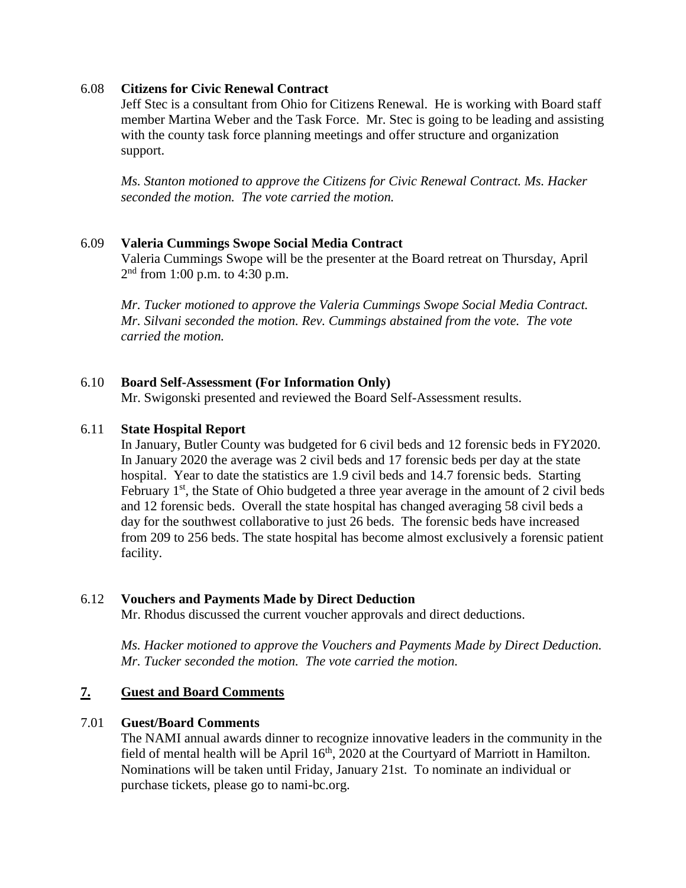6.08 **Citizens for Civic Renewal Contract**

Jeff Stec is a consultant from Ohio for Citizens Renewal. He is working with Board staff member Martina Weber and the Task Force. Mr. Stec is going to be leading and assisting with the county task force planning meetings and offer structure and organization support.

*Ms. Stanton motioned to approve the Citizens for Civic Renewal Contract. Ms. Hacker seconded the motion. The vote carried the motion.*

6.09 **Valeria Cummings Swope Social Media Contract**

Valeria Cummings Swope will be the presenter at the Board retreat on Thursday, April 2nd from 1:00 p.m. to 4:30 p.m.

*Mr. Tucker motioned to approve the Valeria Cummings Swope Social Media Contract. Mr. Silvani seconded the motion. Rev. Cummings abstained from the vote. The vote carried the motion.*

6.10 **Board Self-Assessment (For Information Only)**

Mr. Swigonski presented and reviewed the Board Self-Assessment results.

6.11 **State Hospital Report**

In January, Butler County was budgeted for 6 civil beds and 12 forensic beds in FY2020. In January 2020 the average was 2 civil beds and 17 forensic beds per day at the state hospital. Year to date the statistics are 1.9 civil beds and 14.7 forensic beds. Starting February 1st, the State of Ohio budgeted a three year average in the amount of 2 civil beds and 12 forensic beds. Overall the state hospital has changed averaging 58 civil beds a day for the southwest collaborative to just 26 beds. The forensic beds have increased from 209 to 256 beds. The state hospital has become almost exclusively a forensic patient facility.

6.12 **Vouchers and Payments Made by Direct Deduction**

Mr. Rhodus discussed the current voucher approvals and direct deductions.

*Ms. Hacker motioned to approve the Vouchers and Payments Made by Direct Deduction. Mr. Tucker seconded the motion. The vote carried the motion.*

## **7. Guest and Board Comments**

7.01 **Guest/Board Comments**

The NAMI annual awards dinner to recognize innovative leaders in the community in the field of mental health will be April 16th, 2020 at the Courtyard of Marriott in Hamilton. Nominations will be taken until Friday, January 21st. To nominate an individual or purchase tickets, please go to nami-bc.org.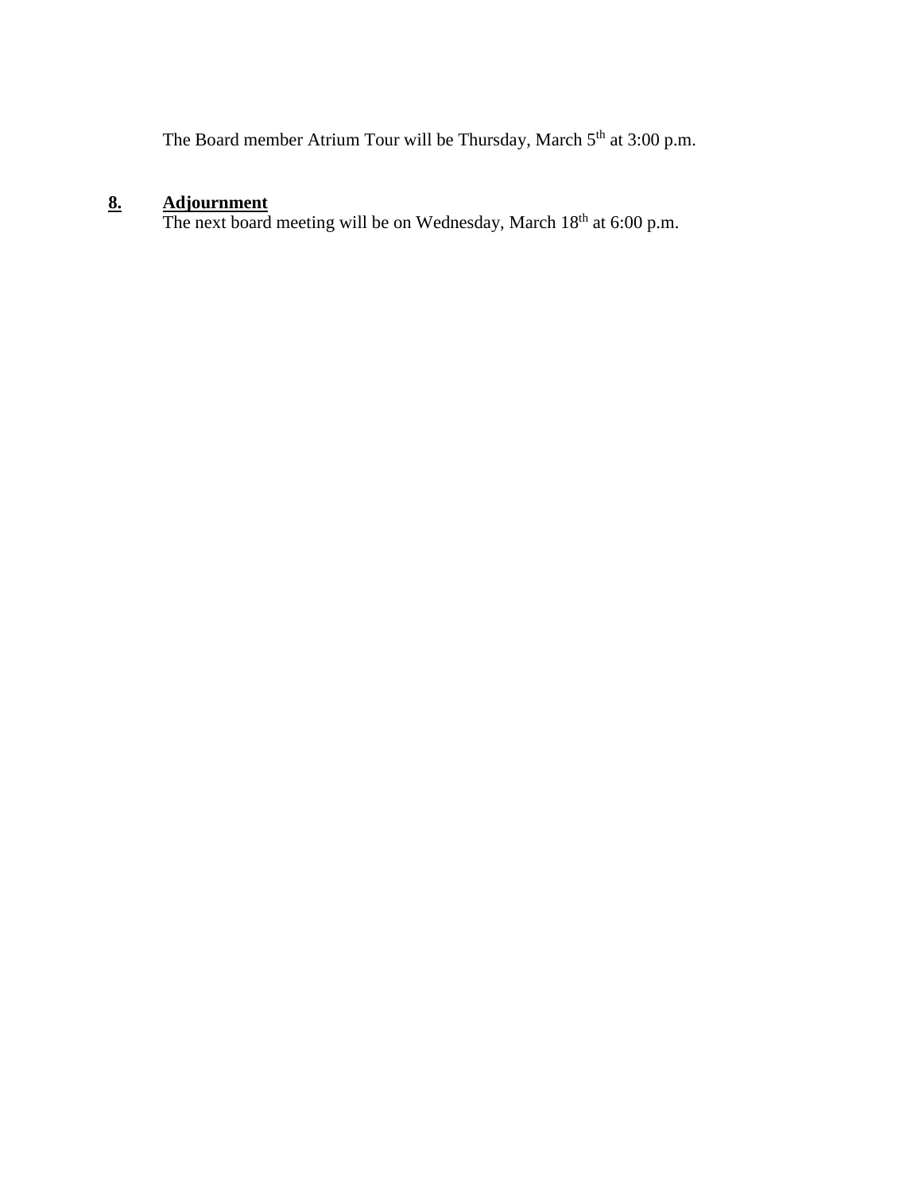The Board member Atrium Tour will be Thursday, March 5th at 3:00 p.m.

**8. Adjournment**

The next board meeting will be on Wednesday, March 18th at 6:00 p.m.